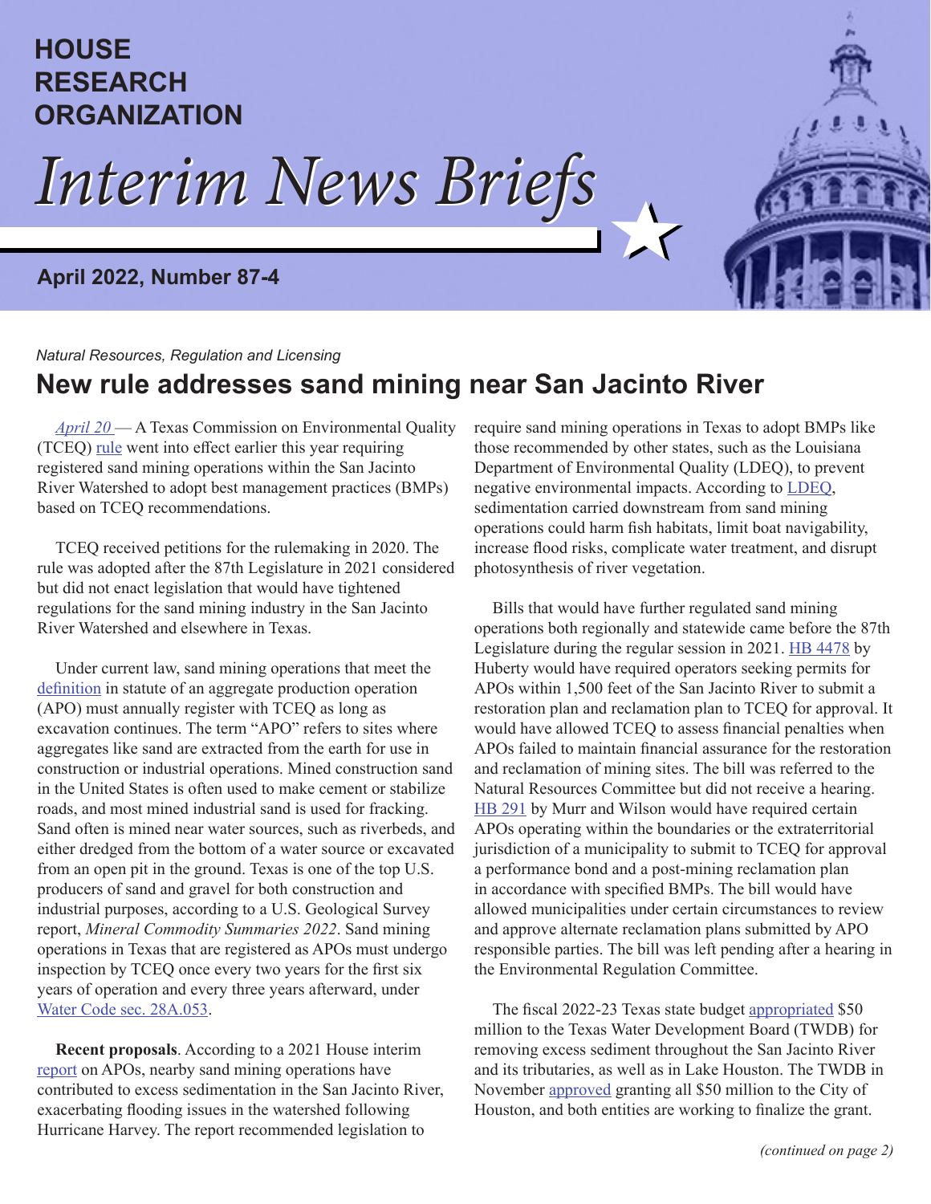# HOUSE RESEARCH ORGANIZATION

# *Interim News Briefs*

**April 2022, Number 87-4**

*Natural Resources, Regulation and Licensing*

## New rule addresses sand mining near San Jacinto River

*April 20* — A Texas Commission on Environmental Quality (TCEQ) rule went into effect earlier this year requiring registered sand mining operations within the San Jacinto River Watershed to adopt best management practices (BMPs) based on TCEQ recommendations.

TCEQ received petitions for the rulemaking in 2020. The rule was adopted after the 87th Legislature in 2021 considered but did not enact legislation that would have tightened regulations for the sand mining industry in the San Jacinto River Watershed and elsewhere in Texas.

Under current law, sand mining operations that meet the definition in statute of an aggregate production operation (APO) must annually register with TCEQ as long as excavation continues. The term "APO" refers to sites where aggregates like sand are extracted from the earth for use in construction or industrial operations. Mined construction sand in the United States is often used to make cement or stabilize roads, and most mined industrial sand is used for fracking. Sand often is mined near water sources, such as riverbeds, and either dredged from the bottom of a water source or excavated from an open pit in the ground. Texas is one of the top U.S. producers of sand and gravel for both construction and industrial purposes, according to a U.S. Geological Survey report, *Mineral Commodity Summaries 2022*. Sand mining operations in Texas that are registered as APOs must undergo inspection by TCEQ once every two years for the first six years of operation and every three years afterward, under Water Code sec. 28A.053.

**Recent proposals**. According to a 2021 House interim report on APOs, nearby sand mining operations have contributed to excess sedimentation in the San Jacinto River, exacerbating flooding issues in the watershed following Hurricane Harvey. The report recommended legislation to require sand mining operations in Texas to adopt BMPs like those recommended by other states, such as the Louisiana Department of Environmental Quality (LDEQ), to prevent negative environmental impacts. According to LDEQ, sedimentation carried downstream from sand mining operations could harm fish habitats, limit boat navigability, increase flood risks, complicate water treatment, and disrupt photosynthesis of river vegetation.

Bills that would have further regulated sand mining operations both regionally and statewide came before the 87th Legislature during the regular session in 2021. HB 4478 by Huberty would have required operators seeking permits for APOs within 1,500 feet of the San Jacinto River to submit a restoration plan and reclamation plan to TCEQ for approval. It would have allowed TCEQ to assess financial penalties when APOs failed to maintain financial assurance for the restoration and reclamation of mining sites. The bill was referred to the Natural Resources Committee but did not receive a hearing. HB 291 by Murr and Wilson would have required certain APOs operating within the boundaries or the extraterritorial jurisdiction of a municipality to submit to TCEQ for approval a performance bond and a post-mining reclamation plan in accordance with specified BMPs. The bill would have allowed municipalities under certain circumstances to review and approve alternate reclamation plans submitted by APO responsible parties. The bill was left pending after a hearing in the Environmental Regulation Committee.

The fiscal 2022-23 Texas state budget appropriated $50 million to the Texas Water Development Board (TWDB) for removing excess sediment throughout the San Jacinto River and its tributaries, as well as in Lake Houston. The TWDB in November approved granting all $50 million to the City of Houston, and both entities are working to finalize the grant.

*(continued on page 2)*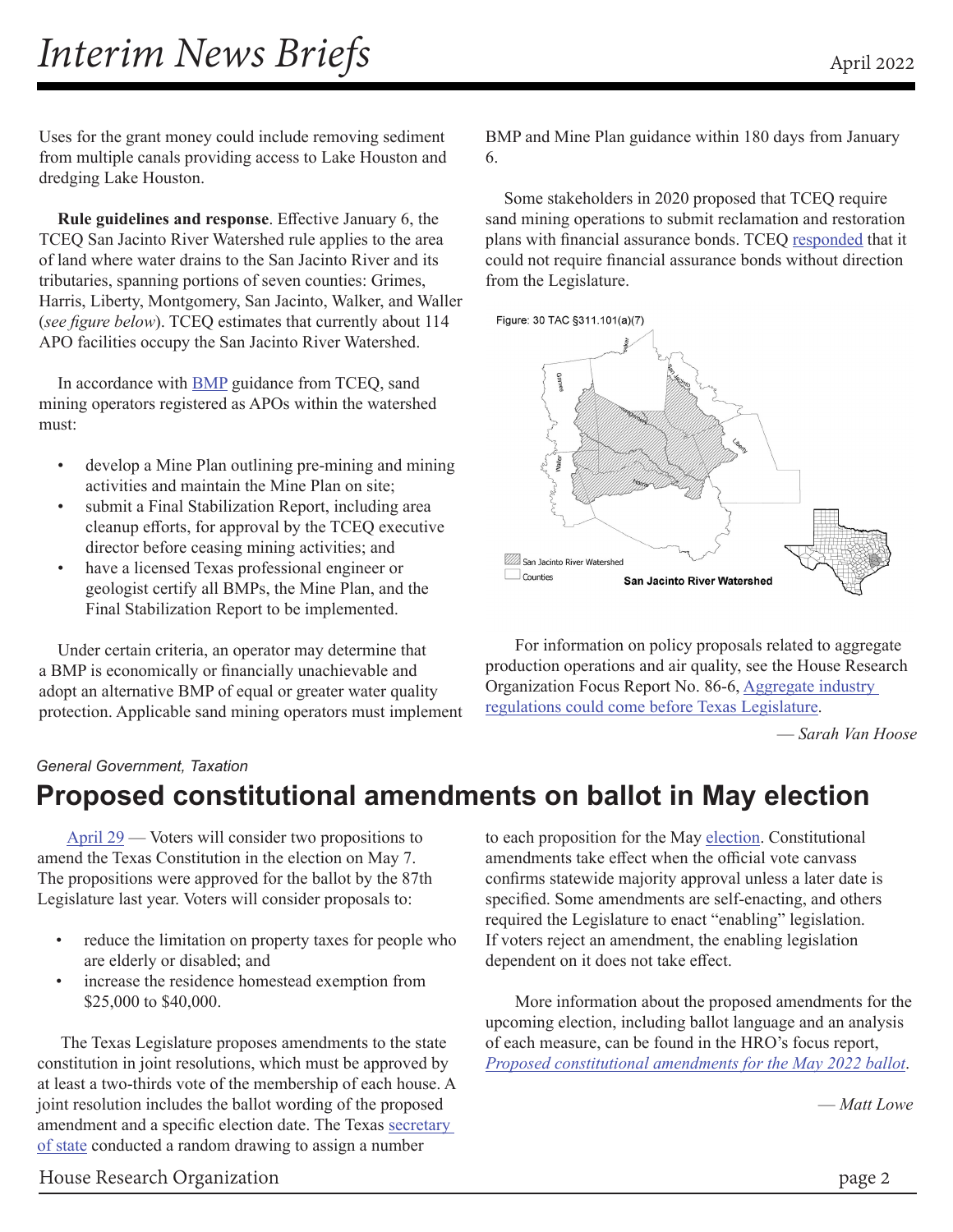Uses for the grant money could include removing sediment from multiple canals providing access to Lake Houston and dredging Lake Houston.

**Rule guidelines and response**. Effective January 6, the TCEQ San Jacinto River Watershed rule applies to the area of land where water drains to the San Jacinto River and its tributaries, spanning portions of seven counties: Grimes, Harris, Liberty, Montgomery, San Jacinto, Walker, and Waller (*see figure below*). TCEQ estimates that currently about 114 APO facilities occupy the San Jacinto River Watershed.

In accordance with BMP guidance from TCEQ, sand mining operators registered as APOs within the watershed must:

- develop a Mine Plan outlining pre-mining and mining activities and maintain the Mine Plan on site;
- submit a Final Stabilization Report, including area cleanup efforts, for approval by the TCEQ executive director before ceasing mining activities; and
- have a licensed Texas professional engineer or geologist certify all BMPs, the Mine Plan, and the Final Stabilization Report to be implemented.

Under certain criteria, an operator may determine that a BMP is economically or financially unachievable and adopt an alternative BMP of equal or greater water quality protection. Applicable sand mining operators must implement BMP and Mine Plan guidance within 180 days from January 6.

Some stakeholders in 2020 proposed that TCEQ require sand mining operations to submit reclamation and restoration plans with financial assurance bonds. TCEQ responded that it could not require financial assurance bonds without direction from the Legislature.

Figure: 30 TAC §311.101(a)(7)

Walker
San Jacinto
Grimes
Montgomery
Liberty
Waller
Harris
San Jacinto River Watershed
Counties
San Jacinto River Watershed

For information on policy proposals related to aggregate production operations and air quality, see the House Research Organization Focus Report No. 86-6, Aggregate industry regulations could come before Texas Legislature.

*— Sarah Van Hoose*

*General Government, Taxation*

## Proposed constitutional amendments on ballot in May election

April 29 — Voters will consider two propositions to amend the Texas Constitution in the election on May 7. The propositions were approved for the ballot by the 87th Legislature last year. Voters will consider proposals to:

- reduce the limitation on property taxes for people who are elderly or disabled; and
- increase the residence homestead exemption from $25,000 to $40,000.

The Texas Legislature proposes amendments to the state constitution in joint resolutions, which must be approved by at least a two-thirds vote of the membership of each house. A joint resolution includes the ballot wording of the proposed amendment and a specific election date. The Texas secretary of state conducted a random drawing to assign a number to each proposition for the May election. Constitutional amendments take effect when the official vote canvass confirms statewide majority approval unless a later date is specified. Some amendments are self-enacting, and others required the Legislature to enact "enabling" legislation. If voters reject an amendment, the enabling legislation dependent on it does not take effect.

More information about the proposed amendments for the upcoming election, including ballot language and an analysis of each measure, can be found in the HRO's focus report, *Proposed constitutional amendments for the May 2022 ballot*.

*— Matt Lowe*